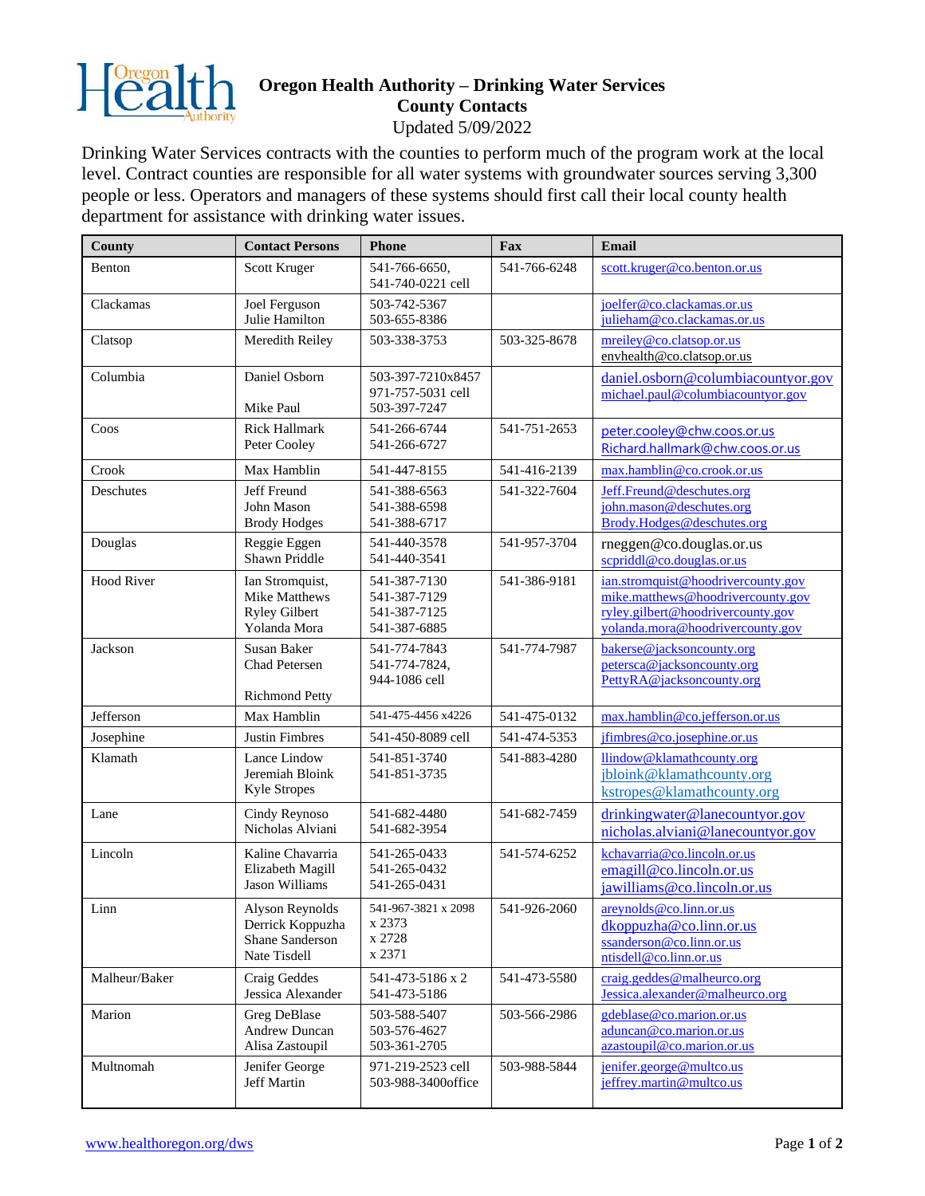# Oregon Health Authority – Drinking Water Services
## County Contacts
Updated 5/09/2022

Drinking Water Services contracts with the counties to perform much of the program work at the local level. Contract counties are responsible for all water systems with groundwater sources serving 3,300 people or less. Operators and managers of these systems should first call their local county health department for assistance with drinking water issues.

| County | Contact Persons | Phone | Fax | Email |
|---|---|---|---|---|
| Benton | Scott Kruger | 541-766-6650, 541-740-0221 cell | 541-766-6248 | scott.kruger@co.benton.or.us |
| Clackamas | Joel Ferguson<br>Julie Hamilton | 503-742-5367<br>503-655-8386 | | joelfer@co.clackamas.or.us<br>julieham@co.clackamas.or.us |
| Clatsop | Meredith Reiley | 503-338-3753 | 503-325-8678 | mreiley@co.clatsop.or.us<br>envhealth@co.clatsop.or.us |
| Columbia | Daniel Osborn<br><br>Mike Paul | 503-397-7210x8457<br>971-757-5031 cell<br>503-397-7247 | | daniel.osborn@columbiacountyor.gov<br>michael.paul@columbiacountyor.gov |
| Coos | Rick Hallmark<br>Peter Cooley | 541-266-6744<br>541-266-6727 | 541-751-2653 | peter.cooley@chw.coos.or.us<br>Richard.hallmark@chw.coos.or.us |
| Crook | Max Hamblin | 541-447-8155 | 541-416-2139 | max.hamblin@co.crook.or.us |
| Deschutes | Jeff Freund<br>John Mason<br>Brody Hodges | 541-388-6563<br>541-388-6598<br>541-388-6717 | 541-322-7604 | Jeff.Freund@deschutes.org<br>john.mason@deschutes.org<br>Brody.Hodges@deschutes.org |
| Douglas | Reggie Eggen<br>Shawn Priddle | 541-440-3578<br>541-440-3541 | 541-957-3704 | rneggen@co.douglas.or.us<br>scpriddl@co.douglas.or.us |
| Hood River | Ian Stromquist,<br>Mike Matthews<br>Ryley Gilbert<br>Yolanda Mora | 541-387-7130<br>541-387-7129<br>541-387-7125<br>541-387-6885 | 541-386-9181 | ian.stromquist@hoodrivercounty.gov<br>mike.matthews@hoodrivercounty.gov<br>ryley.gilbert@hoodrivercounty.gov<br>yolanda.mora@hoodrivercounty.gov |
| Jackson | Susan Baker<br>Chad Petersen<br><br>Richmond Petty | 541-774-7843<br>541-774-7824,<br>944-1086 cell | 541-774-7987 | bakerse@jacksoncounty.org<br>petersca@jacksoncounty.org<br>PettyRA@jacksoncounty.org |
| Jefferson | Max Hamblin | 541-475-4456 x4226 | 541-475-0132 | max.hamblin@co.jefferson.or.us |
| Josephine | Justin Fimbres | 541-450-8089 cell | 541-474-5353 | jfimbres@co.josephine.or.us |
| Klamath | Lance Lindow<br>Jeremiah Bloink<br>Kyle Stropes | 541-851-3740<br>541-851-3735 | 541-883-4280 | llindow@klamathcounty.org<br>jbloink@klamathcounty.org<br>kstropes@klamathcounty.org |
| Lane | Cindy Reynoso<br>Nicholas Alviani | 541-682-4480<br>541-682-3954 | 541-682-7459 | drinkingwater@lanecountyor.gov<br>nicholas.alviani@lanecountyor.gov |
| Lincoln | Kaline Chavarria<br>Elizabeth Magill<br>Jason Williams | 541-265-0433<br>541-265-0432<br>541-265-0431 | 541-574-6252 | kchavarria@co.lincoln.or.us<br>emagill@co.lincoln.or.us<br>jawilliams@co.lincoln.or.us |
| Linn | Alyson Reynolds<br>Derrick Koppuzha<br>Shane Sanderson<br>Nate Tisdell | 541-967-3821 x 2098<br>x 2373<br>x 2728<br>x 2371 | 541-926-2060 | areynolds@co.linn.or.us<br>dkoppuzha@co.linn.or.us<br>ssanderson@co.linn.or.us<br>ntisdell@co.linn.or.us |
| Malheur/Baker | Craig Geddes<br>Jessica Alexander | 541-473-5186 x 2<br>541-473-5186 | 541-473-5580 | craig.geddes@malheurco.org<br>Jessica.alexander@malheurco.org |
| Marion | Greg DeBlase<br>Andrew Duncan<br>Alisa Zastoupil | 503-588-5407<br>503-576-4627<br>503-361-2705 | 503-566-2986 | gdeblase@co.marion.or.us<br>aduncan@co.marion.or.us<br>azastoupil@co.marion.or.us |
| Multnomah | Jenifer George<br>Jeff Martin | 971-219-2523 cell<br>503-988-3400office | 503-988-5844 | jenifer.george@multco.us<br>jeffrey.martin@multco.us |

www.healthoregon.org/dws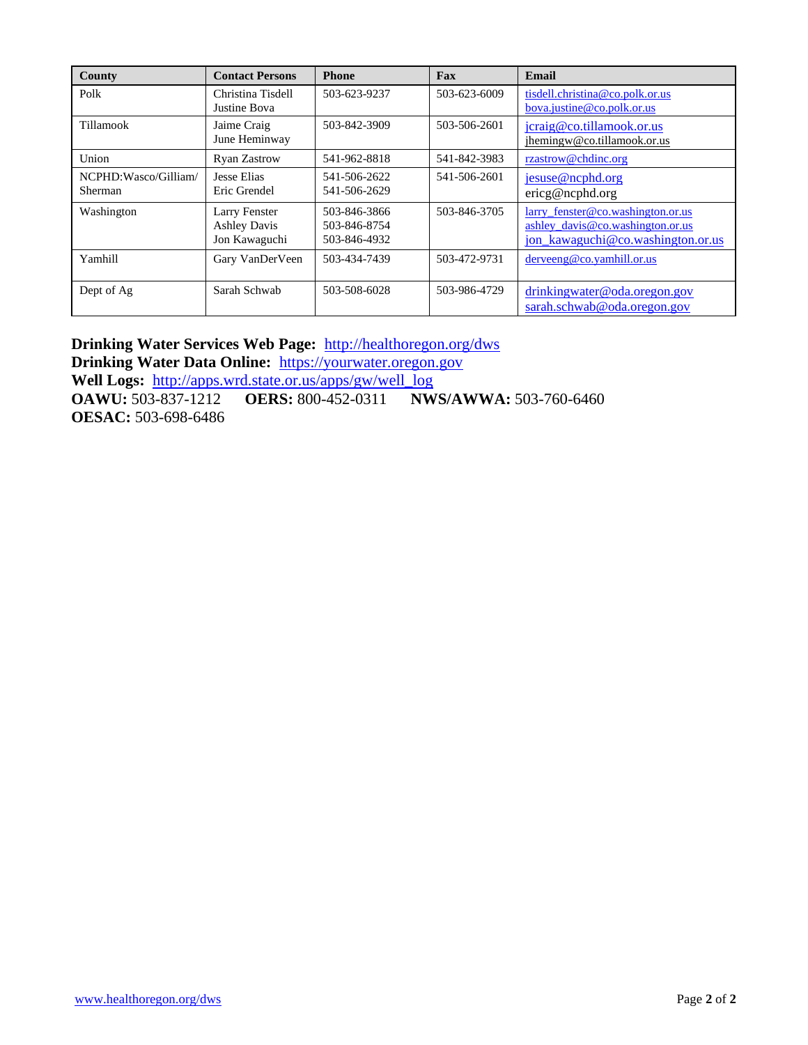| County | Contact Persons | Phone | Fax | Email |
| --- | --- | --- | --- | --- |
| Polk | Christina Tisdell<br>Justine Bova | 503-623-9237 | 503-623-6009 | tisdell.christina@co.polk.or.us<br>bova.justine@co.polk.or.us |
| Tillamook | Jaime Craig<br>June Heminway | 503-842-3909 | 503-506-2601 | jcraig@co.tillamook.or.us<br>jhemingw@co.tillamook.or.us |
| Union | Ryan Zastrow | 541-962-8818 | 541-842-3983 | rzastrow@chdinc.org |
| NCPHD:Wasco/Gilliam/ Sherman | Jesse Elias<br>Eric Grendel | 541-506-2622<br>541-506-2629 | 541-506-2601 | jesuse@ncphd.org<br>ericg@ncphd.org |
| Washington | Larry Fenster<br>Ashley Davis<br>Jon Kawaguchi | 503-846-3866<br>503-846-8754<br>503-846-4932 | 503-846-3705 | larry_fenster@co.washington.or.us<br>ashley_davis@co.washington.or.us<br>jon_kawaguchi@co.washington.or.us |
| Yamhill | Gary VanDerVeen | 503-434-7439 | 503-472-9731 | derveeng@co.yamhill.or.us |
| Dept of Ag | Sarah Schwab | 503-508-6028 | 503-986-4729 | drinkingwater@oda.oregon.gov<br>sarah.schwab@oda.oregon.gov |

**Drinking Water Services Web Page:** http://healthoregon.org/dws
**Drinking Water Data Online:** https://yourwater.oregon.gov
**Well Logs:** http://apps.wrd.state.or.us/apps/gw/well_log
**OAWU:** 503-837-1212 **OERS:** 800-452-0311 **NWS/AWWA:** 503-760-6460
**OESAC:** 503-698-6486